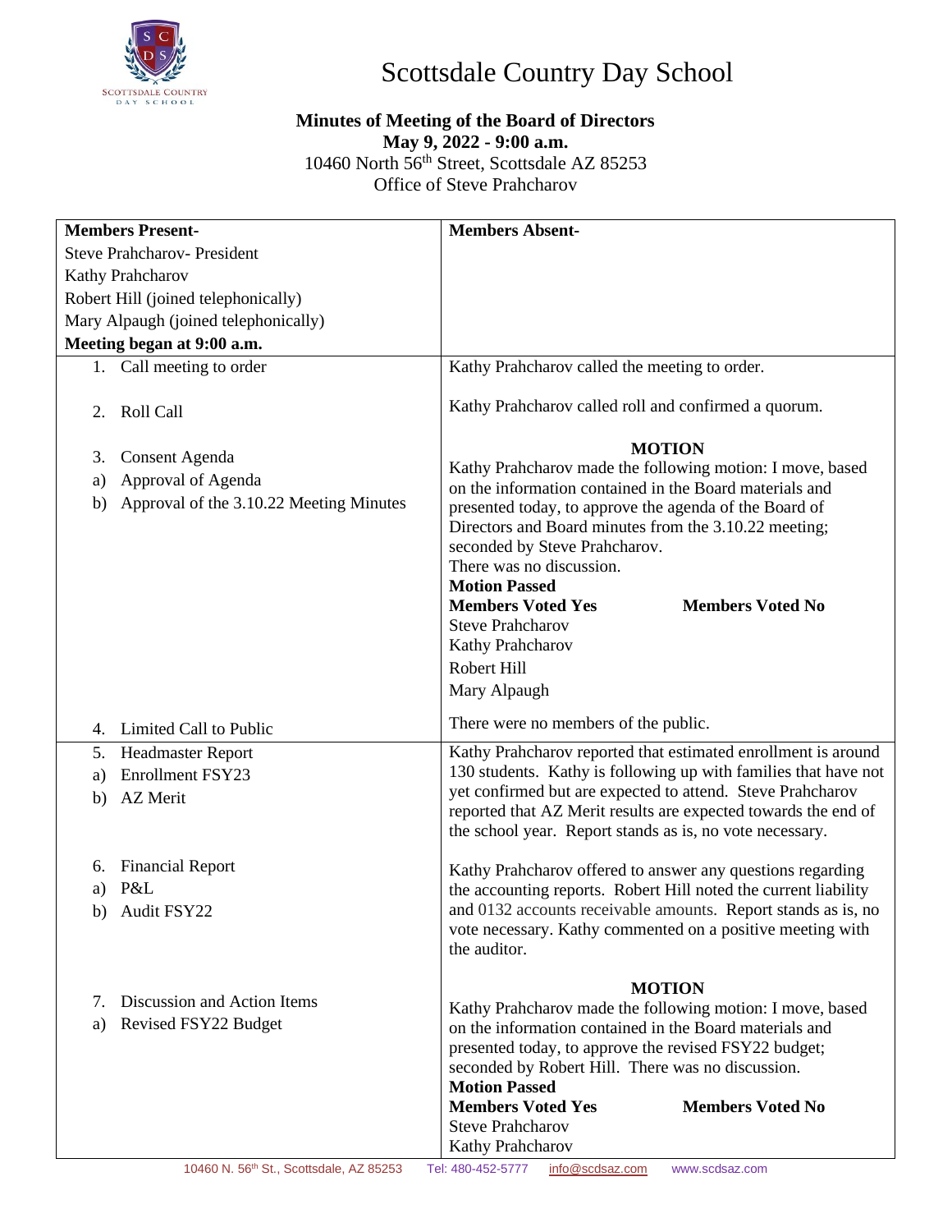# Scottsdale Country Day School

**Minutes of Meeting of the Board of Directors**
**May 9, 2022 - 9:00 a.m.**
10460 North 56th Street, Scottsdale AZ 85253
Office of Steve Prahcharov

| **Members Present-** | **Members Absent-** |
|---|---|
| Steve Prahcharov- President<br>Kathy Prahcharov<br>Robert Hill (joined telephonically)<br>Mary Alpaugh (joined telephonically)<br>**Meeting began at 9:00 a.m.** | |
| 1. Call meeting to order | Kathy Prahcharov called the meeting to order. |
| 2. Roll Call | Kathy Prahcharov called roll and confirmed a quorum. |
| 3. Consent Agenda<br>a) Approval of Agenda<br>b) Approval of the 3.10.22 Meeting Minutes | **MOTION**<br>Kathy Prahcharov made the following motion: I move, based on the information contained in the Board materials and presented today, to approve the agenda of the Board of Directors and Board minutes from the 3.10.22 meeting; seconded by Steve Prahcharov.<br>There was no discussion.<br>**Motion Passed**<br>**Members Voted Yes**: Steve Prahcharov, Kathy Prahcharov, Robert Hill, Mary Alpaugh<br>**Members Voted No**: |
| 4. Limited Call to Public | There were no members of the public. |
| 5. Headmaster Report<br>a) Enrollment FSY23<br>b) AZ Merit | Kathy Prahcharov reported that estimated enrollment is around 130 students. Kathy is following up with families that have not yet confirmed but are expected to attend. Steve Prahcharov reported that AZ Merit results are expected towards the end of the school year. Report stands as is, no vote necessary. |
| 6. Financial Report<br>a) P&L<br>b) Audit FSY22 | Kathy Prahcharov offered to answer any questions regarding the accounting reports. Robert Hill noted the current liability and 0132 accounts receivable amounts. Report stands as is, no vote necessary. Kathy commented on a positive meeting with the auditor. |
| 7. Discussion and Action Items<br>a) Revised FSY22 Budget | **MOTION**<br>Kathy Prahcharov made the following motion: I move, based on the information contained in the Board materials and presented today, to approve the revised FSY22 budget; seconded by Robert Hill. There was no discussion.<br>**Motion Passed**<br>**Members Voted Yes**: Steve Prahcharov, Kathy Prahcharov<br>**Members Voted No**: |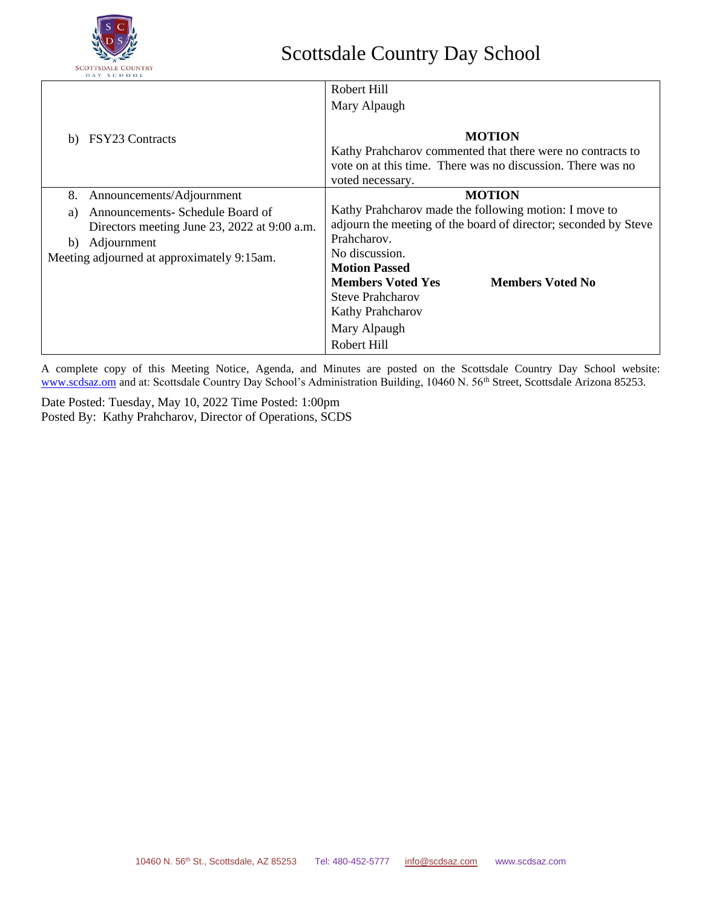| | |
|---|---|
| b) FSY23 Contracts | Robert Hill<br>Mary Alpaugh<br><br>**MOTION**<br>Kathy Prahcharov commented that there were no contracts to vote on at this time. There was no discussion. There was no voted necessary. |
| 8. Announcements/Adjournment<br>a) Announcements- Schedule Board of Directors meeting June 23, 2022 at 9:00 a.m.<br>b) Adjournment<br>Meeting adjourned at approximately 9:15am. | **MOTION**<br>Kathy Prahcharov made the following motion: I move to adjourn the meeting of the board of director; seconded by Steve Prahcharov.<br>No discussion.<br>**Motion Passed**<br>**Members Voted Yes** **Members Voted No**<br>Steve Prahcharov<br>Kathy Prahcharov<br>Mary Alpaugh<br>Robert Hill |

A complete copy of this Meeting Notice, Agenda, and Minutes are posted on the Scottsdale Country Day School website: www.scdsaz.om and at: Scottsdale Country Day School's Administration Building, 10460 N. 56th Street, Scottsdale Arizona 85253.

Date Posted: Tuesday, May 10, 2022 Time Posted: 1:00pm
Posted By: Kathy Prahcharov, Director of Operations, SCDS